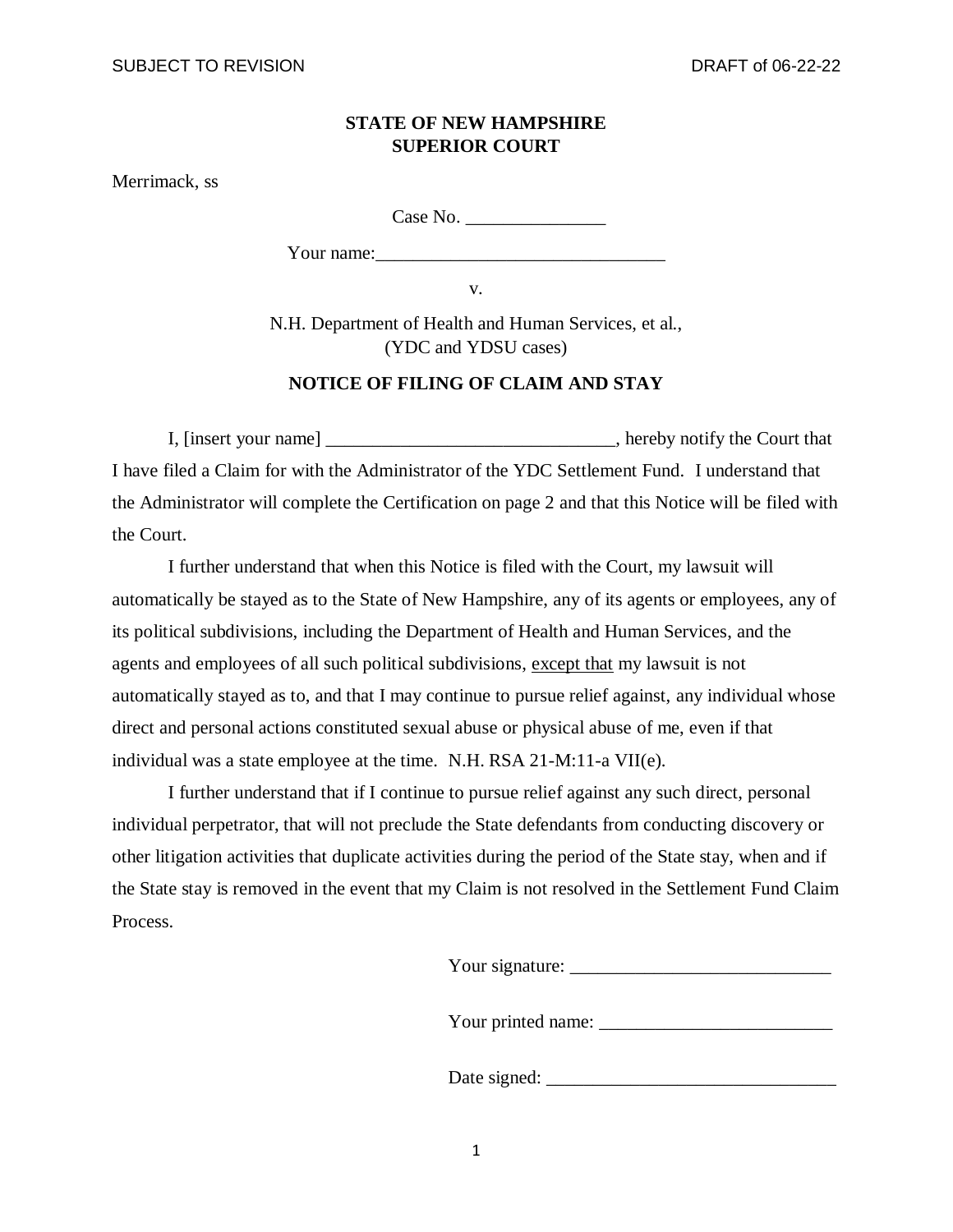SUBJECT TO REVISION DRAFT of 06-22-22

**STATE OF NEW HAMPSHIRE**
**SUPERIOR COURT**

Merrimack, ss

Case No. _______________

Your name:_______________________________

v.

N.H. Department of Health and Human Services, et al.,
(YDC and YDSU cases)

## NOTICE OF FILING OF CLAIM AND STAY

I, [insert your name] _______________________________, hereby notify the Court that I have filed a Claim for with the Administrator of the YDC Settlement Fund. I understand that the Administrator will complete the Certification on page 2 and that this Notice will be filed with the Court.

I further understand that when this Notice is filed with the Court, my lawsuit will automatically be stayed as to the State of New Hampshire, any of its agents or employees, any of its political subdivisions, including the Department of Health and Human Services, and the agents and employees of all such political subdivisions, <u>except that</u> my lawsuit is not automatically stayed as to, and that I may continue to pursue relief against, any individual whose direct and personal actions constituted sexual abuse or physical abuse of me, even if that individual was a state employee at the time. N.H. RSA 21-M:11-a VII(e).

I further understand that if I continue to pursue relief against any such direct, personal individual perpetrator, that will not preclude the State defendants from conducting discovery or other litigation activities that duplicate activities during the period of the State stay, when and if the State stay is removed in the event that my Claim is not resolved in the Settlement Fund Claim Process.

Your signature: ____________________________

Your printed name: _________________________

Date signed: _______________________________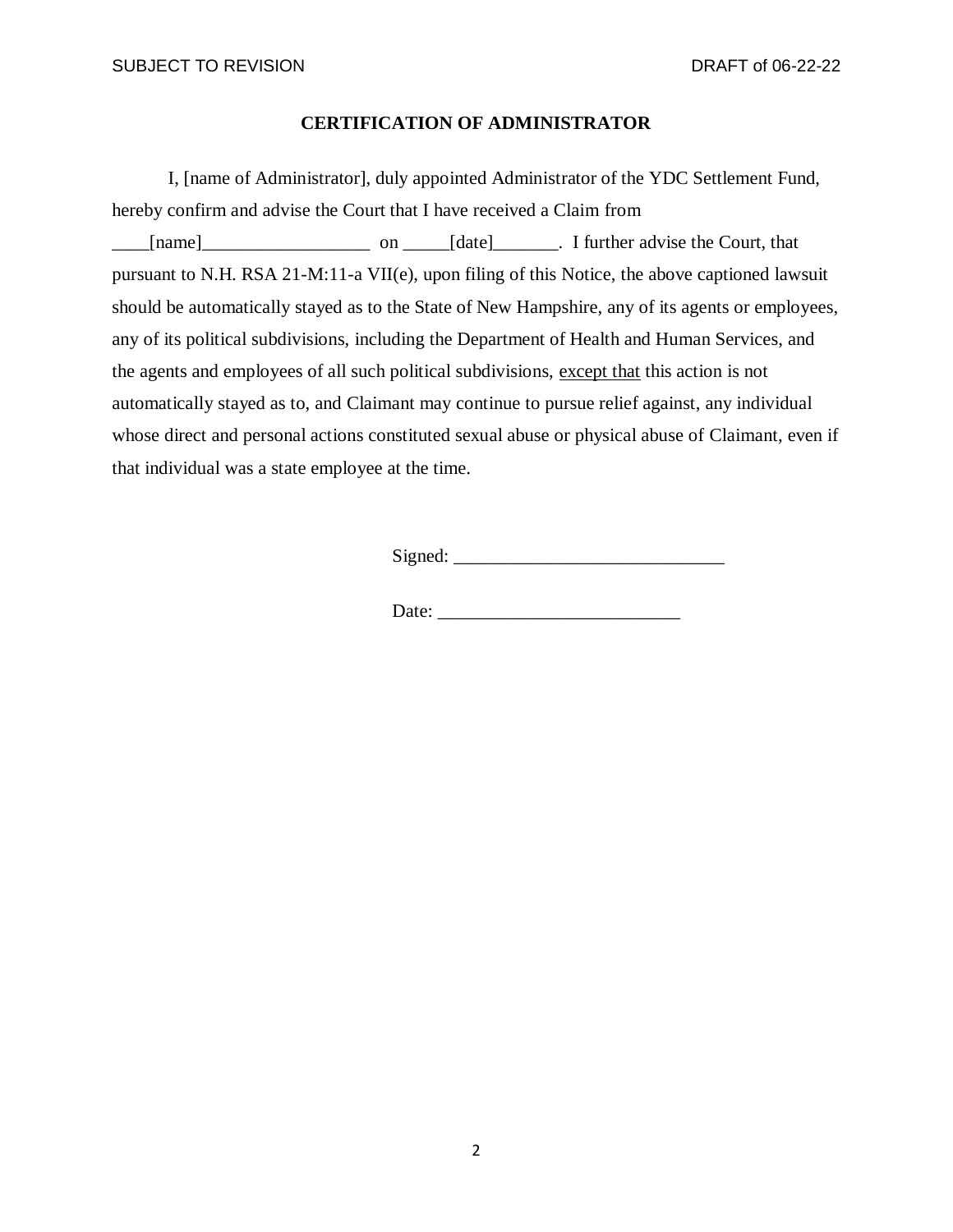## CERTIFICATION OF ADMINISTRATOR

I, [name of Administrator], duly appointed Administrator of the YDC Settlement Fund, hereby confirm and advise the Court that I have received a Claim from ____[name]__________________ on _____[date]_______. I further advise the Court, that pursuant to N.H. RSA 21-M:11-a VII(e), upon filing of this Notice, the above captioned lawsuit should be automatically stayed as to the State of New Hampshire, any of its agents or employees, any of its political subdivisions, including the Department of Health and Human Services, and the agents and employees of all such political subdivisions, <u>except that</u> this action is not automatically stayed as to, and Claimant may continue to pursue relief against, any individual whose direct and personal actions constituted sexual abuse or physical abuse of Claimant, even if that individual was a state employee at the time.

Signed: _____________________________

Date: __________________________